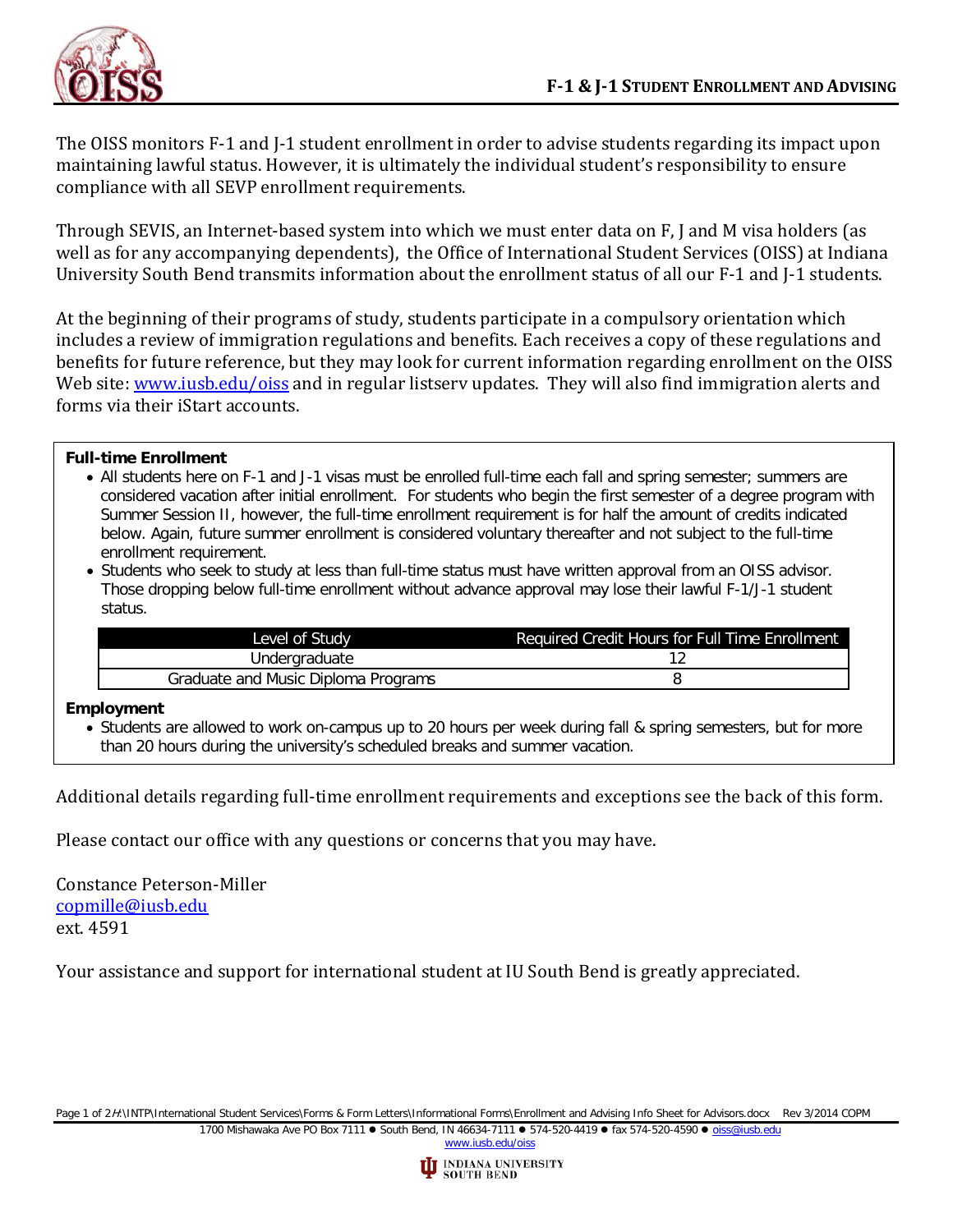# F-1 & J-1 Student Enrollment and Advising

The OISS monitors F-1 and J-1 student enrollment in order to advise students regarding its impact upon maintaining lawful status. However, it is ultimately the individual student's responsibility to ensure compliance with all SEVP enrollment requirements.

Through SEVIS, an Internet-based system into which we must enter data on F, J and M visa holders (as well as for any accompanying dependents), the Office of International Student Services (OISS) at Indiana University South Bend transmits information about the enrollment status of all our F-1 and J-1 students.

At the beginning of their programs of study, students participate in a compulsory orientation which includes a review of immigration regulations and benefits. Each receives a copy of these regulations and benefits for future reference, but they may look for current information regarding enrollment on the OISS Web site: www.iusb.edu/oiss and in regular listserv updates. They will also find immigration alerts and forms via their iStart accounts.

**Full-time Enrollment**

- All students here on F-1 and J-1 visas must be enrolled full-time each fall and spring semester; summers are considered vacation after initial enrollment. For students who begin the first semester of a degree program with Summer Session II, however, the full-time enrollment requirement is for half the amount of credits indicated below. Again, future summer enrollment is considered voluntary thereafter and not subject to the full-time enrollment requirement.
- Students who seek to study at less than full-time status must have written approval from an OISS advisor. Those dropping below full-time enrollment without advance approval may lose their lawful F-1/J-1 student status.

| Level of Study | Required Credit Hours for Full Time Enrollment |
|---|---|
| Undergraduate | 12 |
| Graduate and Music Diploma Programs | 8 |

**Employment**

- Students are allowed to work on-campus up to 20 hours per week during fall & spring semesters, but for more than 20 hours during the university's scheduled breaks and summer vacation.

Additional details regarding full-time enrollment requirements and exceptions see the back of this form.

Please contact our office with any questions or concerns that you may have.

Constance Peterson-Miller
copmille@iusb.edu
ext. 4591

Your assistance and support for international student at IU South Bend is greatly appreciated.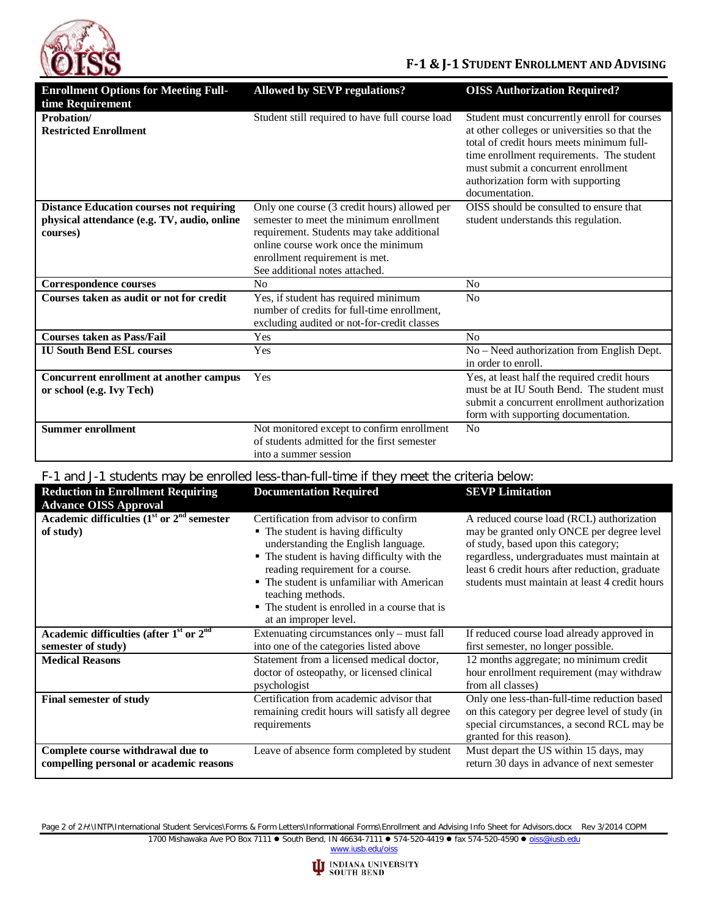| Enrollment Options for Meeting Full-time Requirement | Allowed by SEVP regulations? | OISS Authorization Required? |
|---|---|---|
| **Probation/ Restricted Enrollment** | Student still required to have full course load | Student must concurrently enroll for courses at other colleges or universities so that the total of credit hours meets minimum full-time enrollment requirements. The student must submit a concurrent enrollment authorization form with supporting documentation. |
| **Distance Education courses not requiring physical attendance (e.g. TV, audio, online courses)** | Only one course (3 credit hours) allowed per semester to meet the minimum enrollment requirement. Students may take additional online course work once the minimum enrollment requirement is met. See additional notes attached. | OISS should be consulted to ensure that student understands this regulation. |
| **Correspondence courses** | No | No |
| **Courses taken as audit or not for credit** | Yes, if student has required minimum number of credits for full-time enrollment, excluding audited or not-for-credit classes | No |
| **Courses taken as Pass/Fail** | Yes | No |
| **IU South Bend ESL courses** | Yes | No – Need authorization from English Dept. in order to enroll. |
| **Concurrent enrollment at another campus or school (e.g. Ivy Tech)** | Yes | Yes, at least half the required credit hours must be at IU South Bend. The student must submit a concurrent enrollment authorization form with supporting documentation. |
| **Summer enrollment** | Not monitored except to confirm enrollment of students admitted for the first semester into a summer session | No |

F-1 and J-1 students may be enrolled less-than-full-time if they meet the criteria below:

| Reduction in Enrollment Requiring Advance OISS Approval | Documentation Required | SEVP Limitation |
|---|---|---|
| **Academic difficulties (1st or 2nd semester of study)** | Certification from advisor to confirm<br>▪ The student is having difficulty understanding the English language.<br>▪ The student is having difficulty with the reading requirement for a course.<br>▪ The student is unfamiliar with American teaching methods.<br>▪ The student is enrolled in a course that is at an improper level. | A reduced course load (RCL) authorization may be granted only ONCE per degree level of study, based upon this category; regardless, undergraduates must maintain at least 6 credit hours after reduction, graduate students must maintain at least 4 credit hours |
| **Academic difficulties (after 1st or 2nd semester of study)** | Extenuating circumstances only – must fall into one of the categories listed above | If reduced course load already approved in first semester, no longer possible. |
| **Medical Reasons** | Statement from a licensed medical doctor, doctor of osteopathy, or licensed clinical psychologist | 12 months aggregate; no minimum credit hour enrollment requirement (may withdraw from all classes) |
| **Final semester of study** | Certification from academic advisor that remaining credit hours will satisfy all degree requirements | Only one less-than-full-time reduction based on this category per degree level of study (in special circumstances, a second RCL may be granted for this reason). |
| **Complete course withdrawal due to compelling personal or academic reasons** | Leave of absence form completed by student | Must depart the US within 15 days, may return 30 days in advance of next semester |